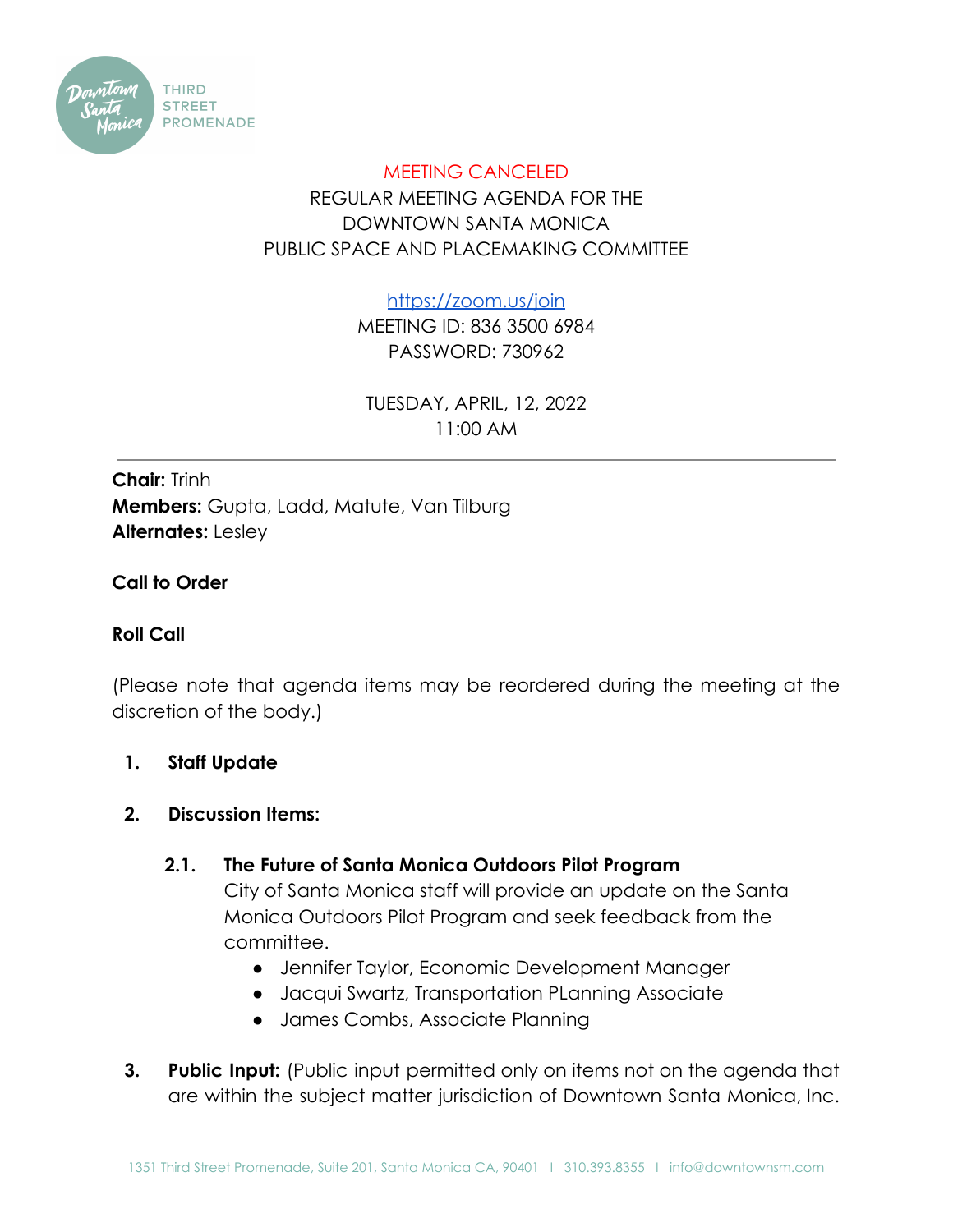MEETING CANCELED

# REGULAR MEETING AGENDA FOR THE DOWNTOWN SANTA MONICA PUBLIC SPACE AND PLACEMAKING COMMITTEE

https://zoom.us/join

MEETING ID: 836 3500 6984

PASSWORD: 730962

TUESDAY, APRIL, 12, 2022

11:00 AM

---

**Chair:** Trinh

**Members:** Gupta, Ladd, Matute, Van Tilburg

**Alternates:** Lesley

**Call to Order**

**Roll Call**

(Please note that agenda items may be reordered during the meeting at the discretion of the body.)

1. **Staff Update**

2. **Discussion Items:**

   2.1. **The Future of Santa Monica Outdoors Pilot Program**

   City of Santa Monica staff will provide an update on the Santa Monica Outdoors Pilot Program and seek feedback from the committee.

   - Jennifer Taylor, Economic Development Manager
   - Jacqui Swartz, Transportation PLanning Associate
   - James Combs, Associate Planning

3. **Public Input:** (Public input permitted only on items not on the agenda that are within the subject matter jurisdiction of Downtown Santa Monica, Inc.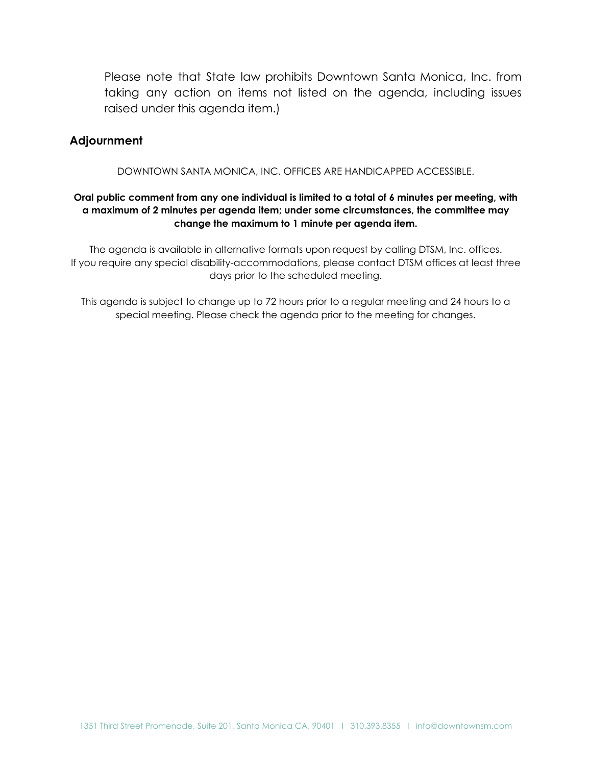Please note that State law prohibits Downtown Santa Monica, Inc. from taking any action on items not listed on the agenda, including issues raised under this agenda item.)

## Adjournment

DOWNTOWN SANTA MONICA, INC. OFFICES ARE HANDICAPPED ACCESSIBLE.

**Oral public comment from any one individual is limited to a total of 6 minutes per meeting, with a maximum of 2 minutes per agenda item; under some circumstances, the committee may change the maximum to 1 minute per agenda item.**

The agenda is available in alternative formats upon request by calling DTSM, Inc. offices. If you require any special disability-accommodations, please contact DTSM offices at least three days prior to the scheduled meeting.

This agenda is subject to change up to 72 hours prior to a regular meeting and 24 hours to a special meeting. Please check the agenda prior to the meeting for changes.